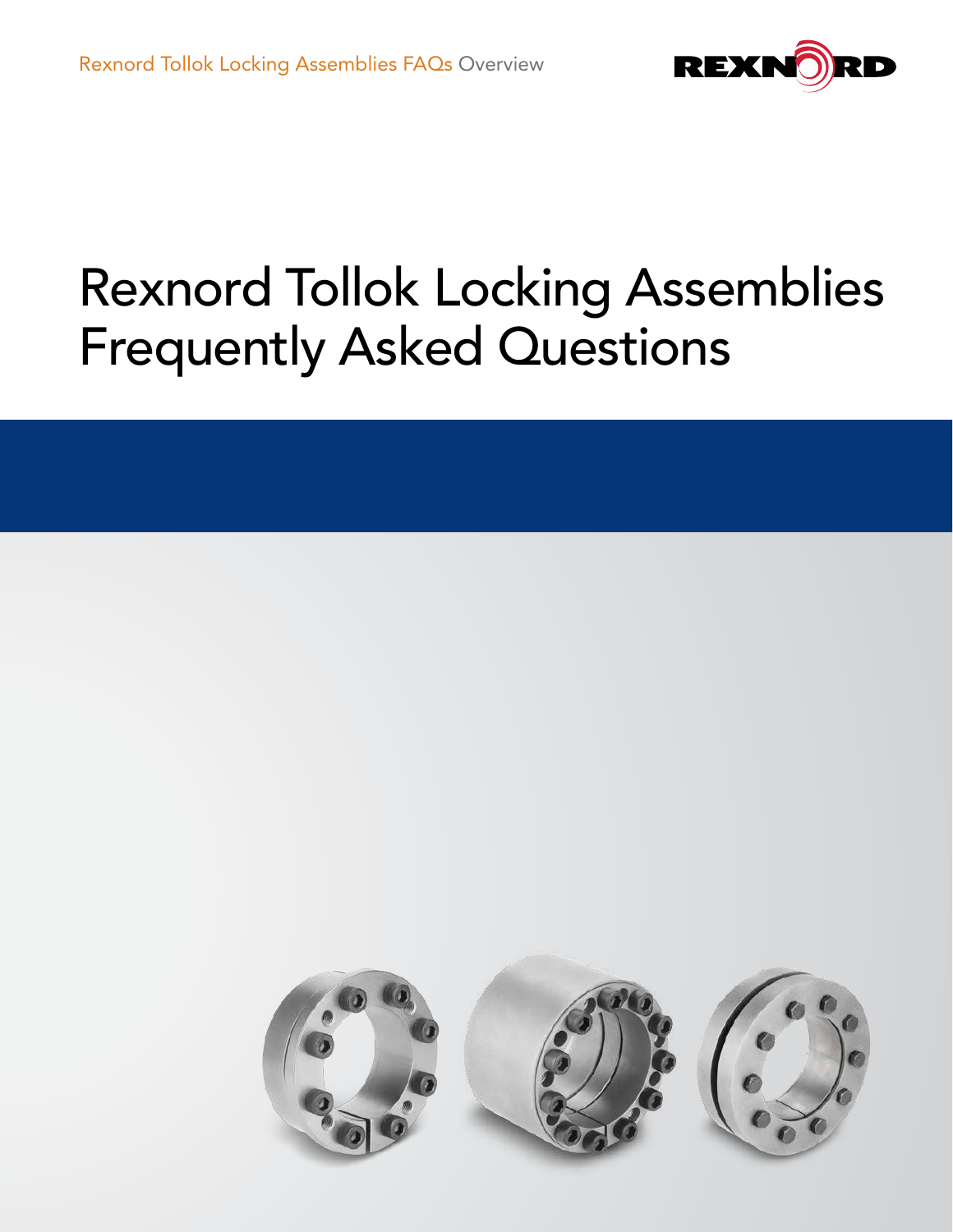# Rexnord Tollok Locking Assemblies Frequently Asked Questions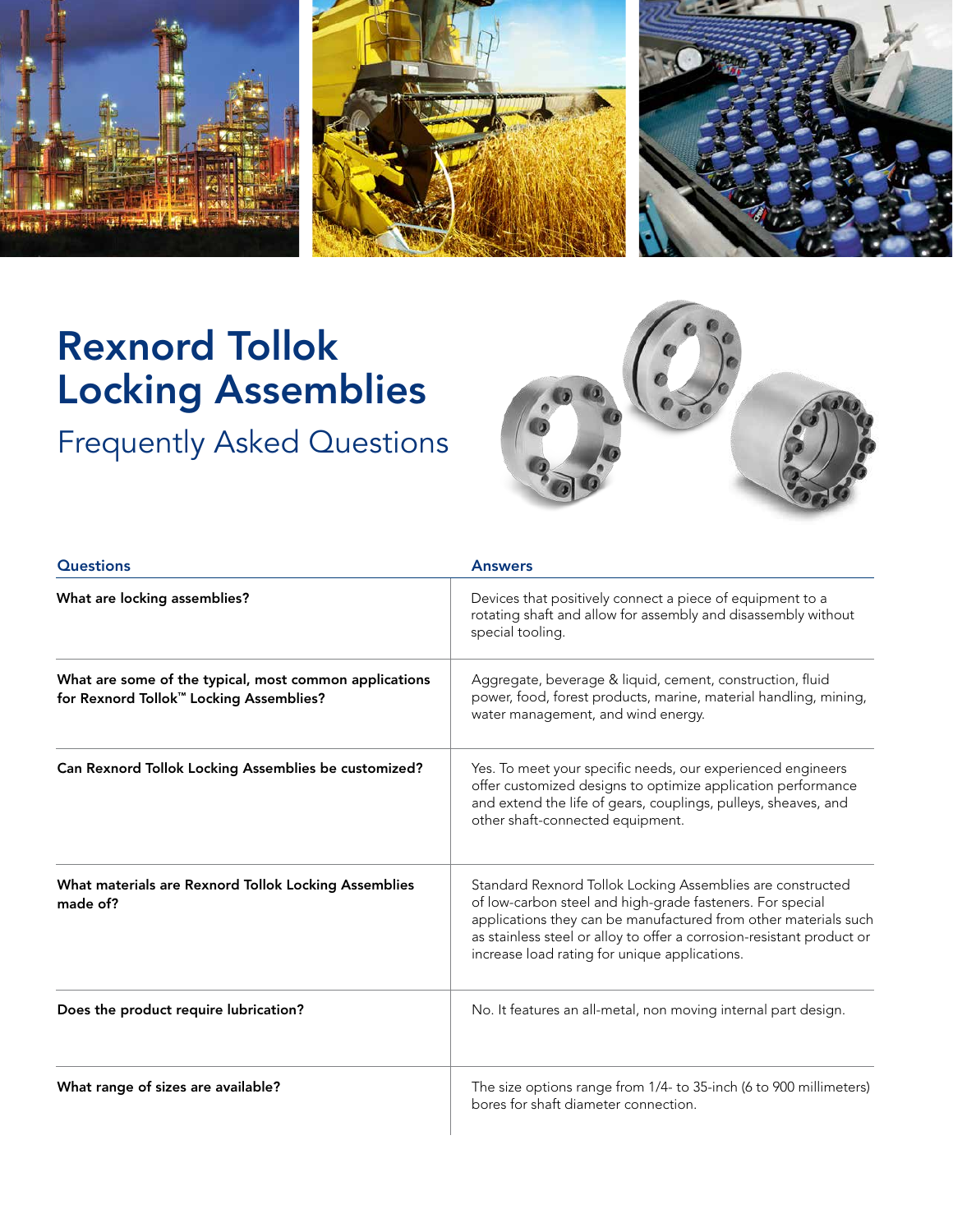# Rexnord Tollok Locking Assemblies

## Frequently Asked Questions

| Questions | Answers |
|---|---|
| **What are locking assemblies?** | Devices that positively connect a piece of equipment to a rotating shaft and allow for assembly and disassembly without special tooling. |
| **What are some of the typical, most common applications for Rexnord Tollok™ Locking Assemblies?** | Aggregate, beverage & liquid, cement, construction, fluid power, food, forest products, marine, material handling, mining, water management, and wind energy. |
| **Can Rexnord Tollok Locking Assemblies be customized?** | Yes. To meet your specific needs, our experienced engineers offer customized designs to optimize application performance and extend the life of gears, couplings, pulleys, sheaves, and other shaft-connected equipment. |
| **What materials are Rexnord Tollok Locking Assemblies made of?** | Standard Rexnord Tollok Locking Assemblies are constructed of low-carbon steel and high-grade fasteners. For special applications they can be manufactured from other materials such as stainless steel or alloy to offer a corrosion-resistant product or increase load rating for unique applications. |
| **Does the product require lubrication?** | No. It features an all-metal, non moving internal part design. |
| **What range of sizes are available?** | The size options range from 1/4- to 35-inch (6 to 900 millimeters) bores for shaft diameter connection. |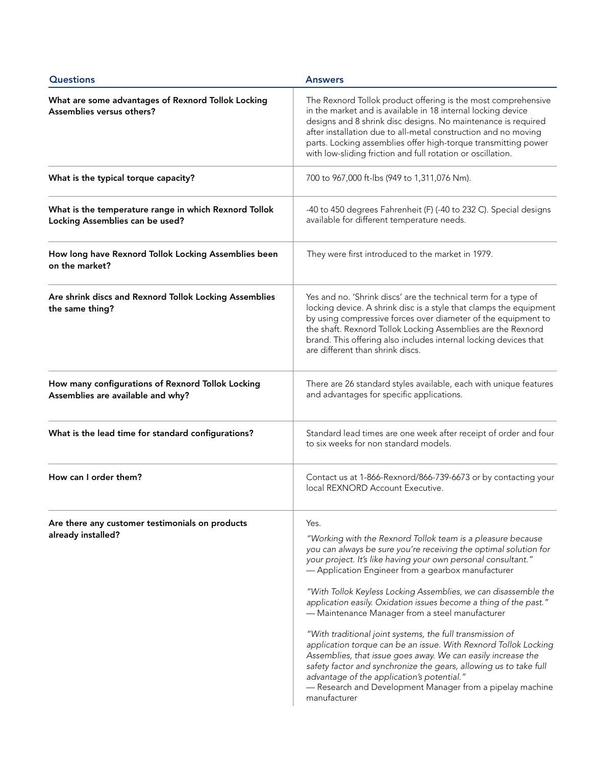| Questions | Answers |
|---|---|
| **What are some advantages of Rexnord Tollok Locking Assemblies versus others?** | The Rexnord Tollok product offering is the most comprehensive in the market and is available in 18 internal locking device designs and 8 shrink disc designs. No maintenance is required after installation due to all-metal construction and no moving parts. Locking assemblies offer high-torque transmitting power with low-sliding friction and full rotation or oscillation. |
| **What is the typical torque capacity?** | 700 to 967,000 ft-lbs (949 to 1,311,076 Nm). |
| **What is the temperature range in which Rexnord Tollok Locking Assemblies can be used?** | -40 to 450 degrees Fahrenheit (F) (-40 to 232 C). Special designs available for different temperature needs. |
| **How long have Rexnord Tollok Locking Assemblies been on the market?** | They were first introduced to the market in 1979. |
| **Are shrink discs and Rexnord Tollok Locking Assemblies the same thing?** | Yes and no. 'Shrink discs' are the technical term for a type of locking device. A shrink disc is a style that clamps the equipment by using compressive forces over diameter of the equipment to the shaft. Rexnord Tollok Locking Assemblies are the Rexnord brand. This offering also includes internal locking devices that are different than shrink discs. |
| **How many configurations of Rexnord Tollok Locking Assemblies are available and why?** | There are 26 standard styles available, each with unique features and advantages for specific applications. |
| **What is the lead time for standard configurations?** | Standard lead times are one week after receipt of order and four to six weeks for non standard models. |
| **How can I order them?** | Contact us at 1-866-Rexnord/866-739-6673 or by contacting your local REXNORD Account Executive. |
| **Are there any customer testimonials on products already installed?** | Yes.<br><br>*"Working with the Rexnord Tollok team is a pleasure because you can always be sure you're receiving the optimal solution for your project. It's like having your own personal consultant."*<br>— Application Engineer from a gearbox manufacturer<br><br>*"With Tollok Keyless Locking Assemblies, we can disassemble the application easily. Oxidation issues become a thing of the past."*<br>— Maintenance Manager from a steel manufacturer<br><br>*"With traditional joint systems, the full transmission of application torque can be an issue. With Rexnord Tollok Locking Assemblies, that issue goes away. We can easily increase the safety factor and synchronize the gears, allowing us to take full advantage of the application's potential."*<br>— Research and Development Manager from a pipelay machine manufacturer |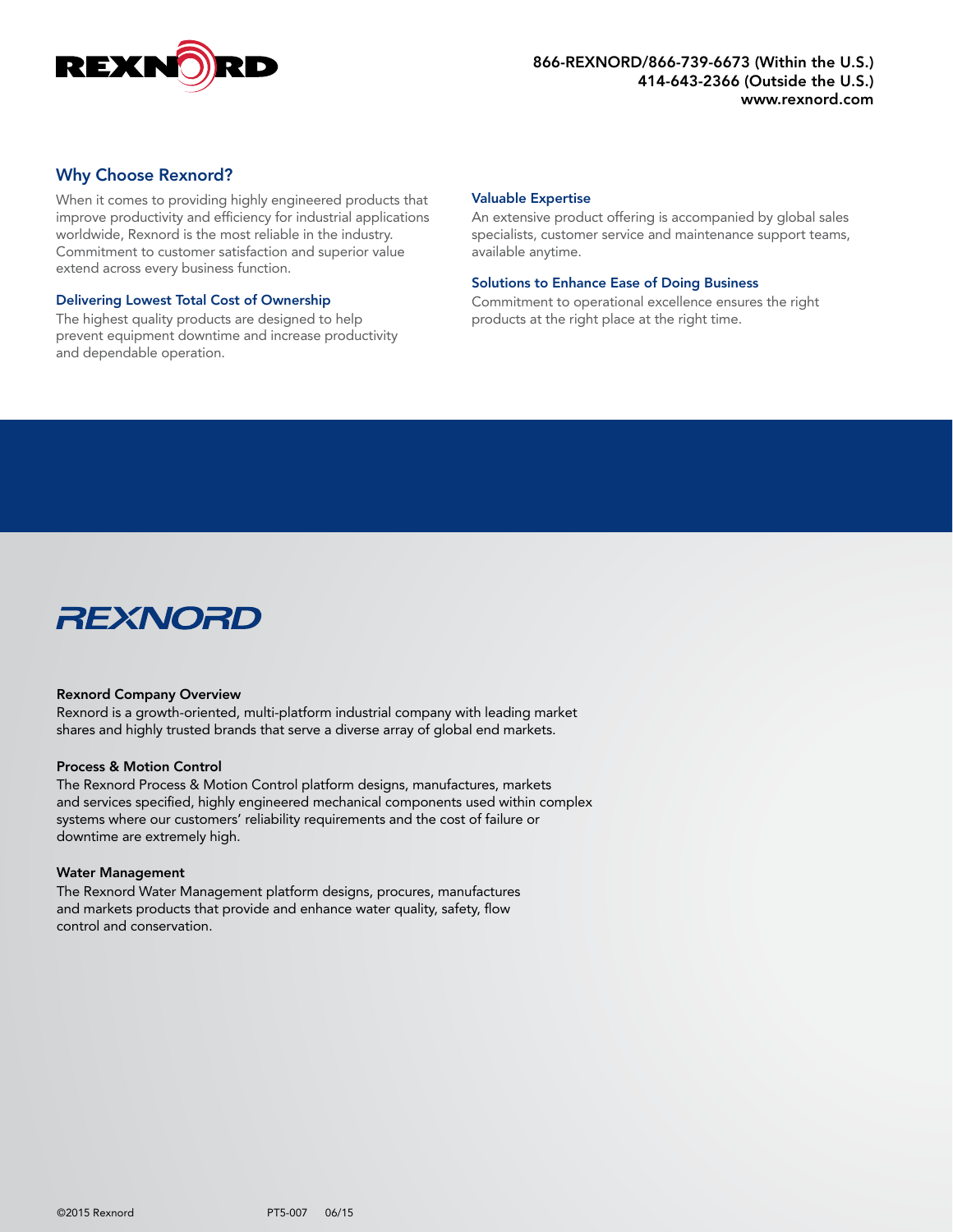866-REXNORD/866-739-6673 (Within the U.S.)
414-643-2366 (Outside the U.S.)
www.rexnord.com

## Why Choose Rexnord?

When it comes to providing highly engineered products that improve productivity and efficiency for industrial applications worldwide, Rexnord is the most reliable in the industry. Commitment to customer satisfaction and superior value extend across every business function.

### Delivering Lowest Total Cost of Ownership

The highest quality products are designed to help prevent equipment downtime and increase productivity and dependable operation.

### Valuable Expertise

An extensive product offering is accompanied by global sales specialists, customer service and maintenance support teams, available anytime.

### Solutions to Enhance Ease of Doing Business

Commitment to operational excellence ensures the right products at the right place at the right time.

**Rexnord Company Overview**
Rexnord is a growth-oriented, multi-platform industrial company with leading market shares and highly trusted brands that serve a diverse array of global end markets.

**Process & Motion Control**
The Rexnord Process & Motion Control platform designs, manufactures, markets and services specified, highly engineered mechanical components used within complex systems where our customers' reliability requirements and the cost of failure or downtime are extremely high.

**Water Management**
The Rexnord Water Management platform designs, procures, manufactures and markets products that provide and enhance water quality, safety, flow control and conservation.

©2015 Rexnord PT5-007 06/15